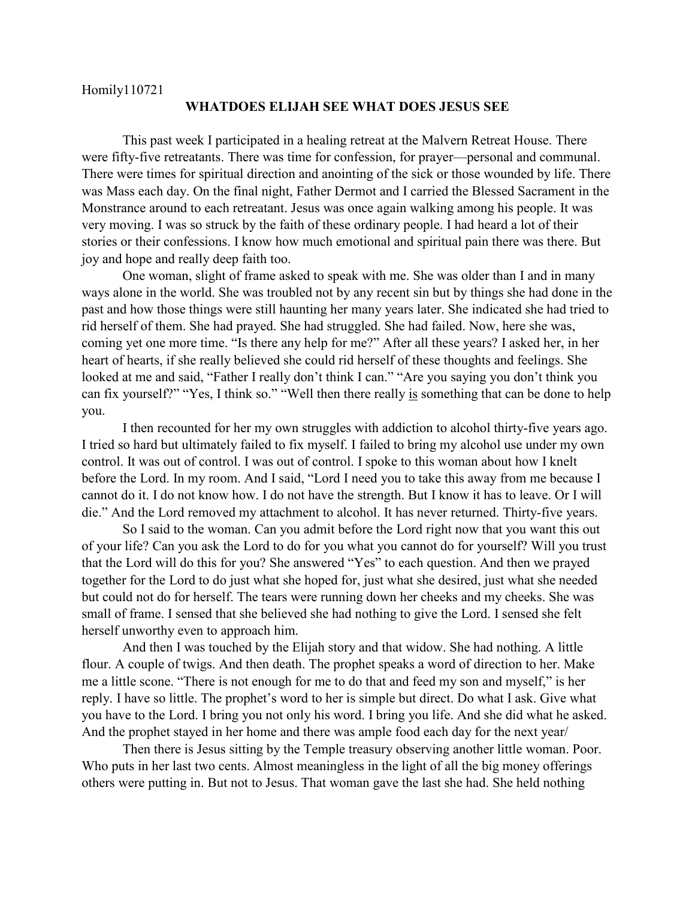Homily110721

## WHATDOES ELIJAH SEE WHAT DOES JESUS SEE

This past week I participated in a healing retreat at the Malvern Retreat House. There were fifty-five retreatants. There was time for confession, for prayer—personal and communal. There were times for spiritual direction and anointing of the sick or those wounded by life. There was Mass each day. On the final night, Father Dermot and I carried the Blessed Sacrament in the Monstrance around to each retreatant. Jesus was once again walking among his people. It was very moving. I was so struck by the faith of these ordinary people. I had heard a lot of their stories or their confessions. I know how much emotional and spiritual pain there was there. But joy and hope and really deep faith too.

One woman, slight of frame asked to speak with me. She was older than I and in many ways alone in the world. She was troubled not by any recent sin but by things she had done in the past and how those things were still haunting her many years later. She indicated she had tried to rid herself of them. She had prayed. She had struggled. She had failed. Now, here she was, coming yet one more time. "Is there any help for me?" After all these years? I asked her, in her heart of hearts, if she really believed she could rid herself of these thoughts and feelings. She looked at me and said, "Father I really don't think I can." "Are you saying you don't think you can fix yourself?" "Yes, I think so." "Well then there really <u>is</u> something that can be done to help you.

I then recounted for her my own struggles with addiction to alcohol thirty-five years ago. I tried so hard but ultimately failed to fix myself. I failed to bring my alcohol use under my own control. It was out of control. I was out of control. I spoke to this woman about how I knelt before the Lord. In my room. And I said, "Lord I need you to take this away from me because I cannot do it. I do not know how. I do not have the strength. But I know it has to leave. Or I will die." And the Lord removed my attachment to alcohol. It has never returned. Thirty-five years.

So I said to the woman. Can you admit before the Lord right now that you want this out of your life? Can you ask the Lord to do for you what you cannot do for yourself? Will you trust that the Lord will do this for you? She answered "Yes" to each question. And then we prayed together for the Lord to do just what she hoped for, just what she desired, just what she needed but could not do for herself. The tears were running down her cheeks and my cheeks. She was small of frame. I sensed that she believed she had nothing to give the Lord. I sensed she felt herself unworthy even to approach him.

And then I was touched by the Elijah story and that widow. She had nothing. A little flour. A couple of twigs. And then death. The prophet speaks a word of direction to her. Make me a little scone. "There is not enough for me to do that and feed my son and myself," is her reply. I have so little. The prophet's word to her is simple but direct. Do what I ask. Give what you have to the Lord. I bring you not only his word. I bring you life. And she did what he asked. And the prophet stayed in her home and there was ample food each day for the next year/

Then there is Jesus sitting by the Temple treasury observing another little woman. Poor. Who puts in her last two cents. Almost meaningless in the light of all the big money offerings others were putting in. But not to Jesus. That woman gave the last she had. She held nothing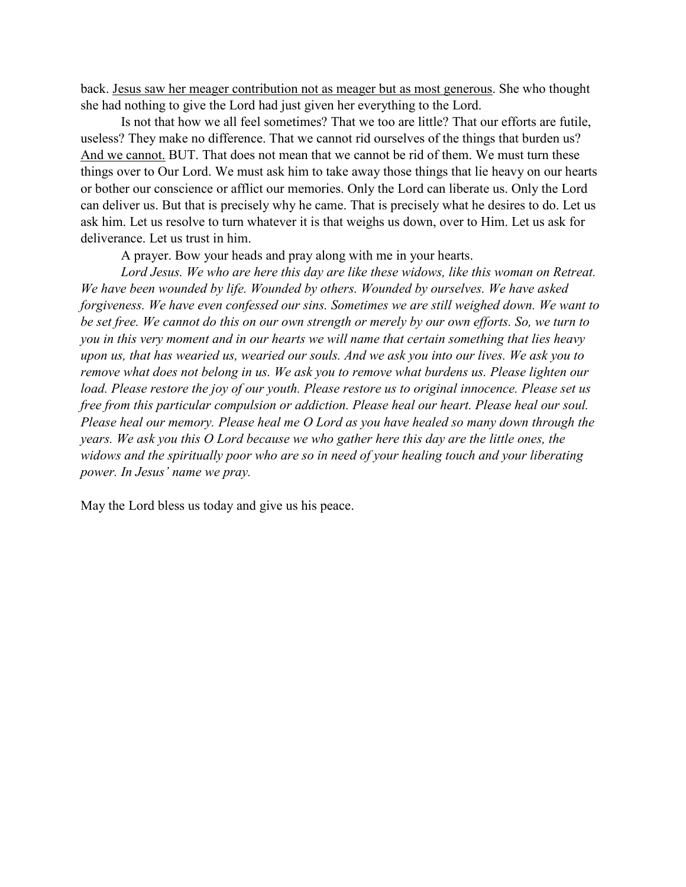back. <u>Jesus saw her meager contribution not as meager but as most generous</u>. She who thought she had nothing to give the Lord had just given her everything to the Lord.

Is not that how we all feel sometimes? That we too are little? That our efforts are futile, useless? They make no difference. That we cannot rid ourselves of the things that burden us? <u>And we cannot.</u> BUT. That does not mean that we cannot be rid of them. We must turn these things over to Our Lord. We must ask him to take away those things that lie heavy on our hearts or bother our conscience or afflict our memories. Only the Lord can liberate us. Only the Lord can deliver us. But that is precisely why he came. That is precisely what he desires to do. Let us ask him. Let us resolve to turn whatever it is that weighs us down, over to Him. Let us ask for deliverance. Let us trust in him.

A prayer. Bow your heads and pray along with me in your hearts.

*Lord Jesus. We who are here this day are like these widows, like this woman on Retreat. We have been wounded by life. Wounded by others. Wounded by ourselves. We have asked forgiveness. We have even confessed our sins. Sometimes we are still weighed down. We want to be set free. We cannot do this on our own strength or merely by our own efforts. So, we turn to you in this very moment and in our hearts we will name that certain something that lies heavy upon us, that has wearied us, wearied our souls. And we ask you into our lives. We ask you to remove what does not belong in us. We ask you to remove what burdens us. Please lighten our load. Please restore the joy of our youth. Please restore us to original innocence. Please set us free from this particular compulsion or addiction. Please heal our heart. Please heal our soul. Please heal our memory. Please heal me O Lord as you have healed so many down through the years. We ask you this O Lord because we who gather here this day are the little ones, the widows and the spiritually poor who are so in need of your healing touch and your liberating power. In Jesus' name we pray.*

May the Lord bless us today and give us his peace.